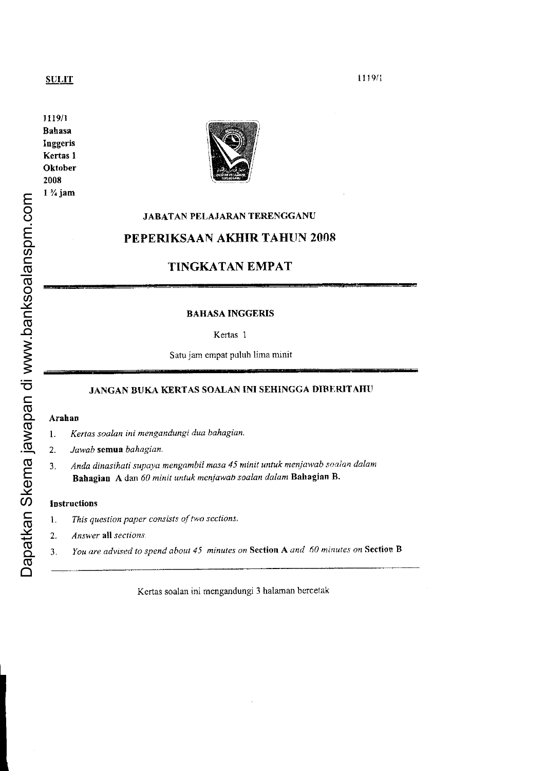**SULIT** 1119/1

1119/1
**Bahasa**
**Inggeris**
**Kertas 1**
**Oktober**
**2008**
**1 ¾ jam**

**JABATAN PELAJARAN TERENGGANU**

## PEPERIKSAAN AKHIR TAHUN 2008

## TINGKATAN EMPAT

**BAHASA INGGERIS**

Kertas 1

Satu jam empat puluh lima minit

**JANGAN BUKA KERTAS SOALAN INI SEHINGGA DIBERITAHU**

**Arahan**

1. *Kertas soalan ini mengandungi dua bahagian.*
2. *Jawab* **semua** *bahagian.*
3. *Anda dinasihati supaya mengambil masa 45 minit untuk menjawab soalan dalam* **Bahagian A** dan *60 minit untuk menjawab soalan dalam* **Bahagian B.**

**Instructions**

1. *This question paper consists of two sections.*
2. *Answer* **all** *sections.*
3. *You are advised to spend about 45 minutes on* **Section A** *and 60 minutes on* **Section B**

Kertas soalan ini mengandungi 3 halaman bercetak

Dapatkan Skema jawapan di www.banksoalanspm.com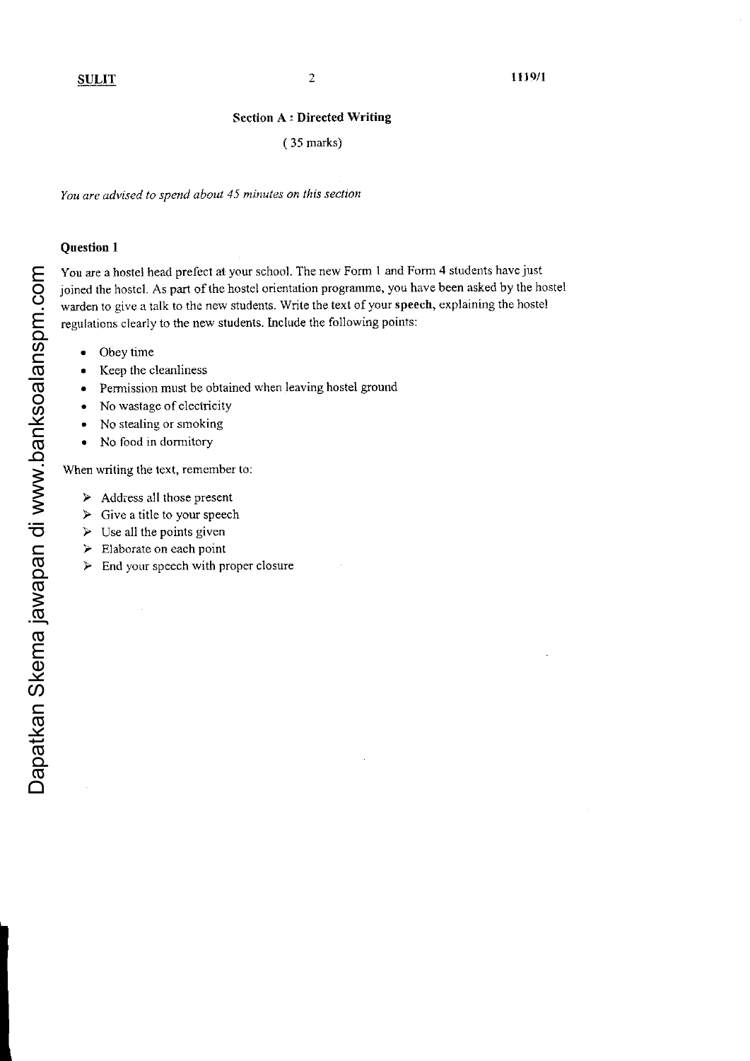## Section A : Directed Writing

(35 marks)

*You are advised to spend about 45 minutes on this section*

### Question 1

You are a hostel head prefect at your school. The new Form 1 and Form 4 students have just joined the hostel. As part of the hostel orientation programme, you have been asked by the hostel warden to give a talk to the new students. Write the text of your **speech**, explaining the hostel regulations clearly to the new students. Include the following points:

- Obey time
- Keep the cleanliness
- Permission must be obtained when leaving hostel ground
- No wastage of electricity
- No stealing or smoking
- No food in dormitory

When writing the text, remember to:

- Address all those present
- Give a title to your speech
- Use all the points given
- Elaborate on each point
- End your speech with proper closure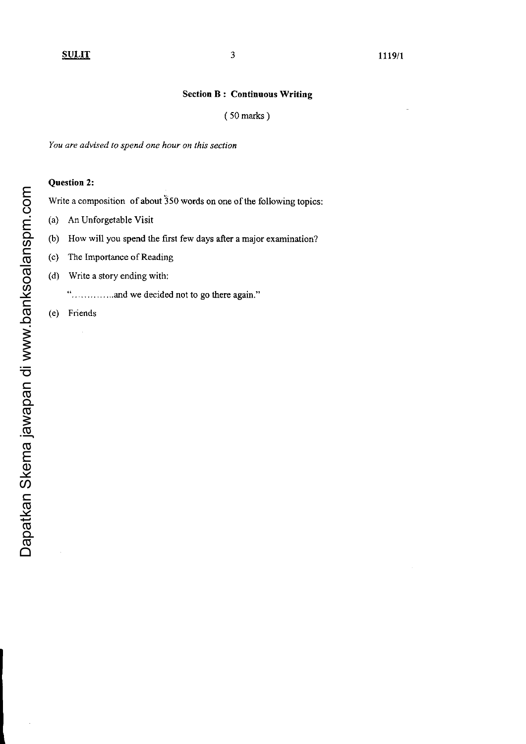## Section B : Continuous Writing

( 50 marks )

*You are advised to spend one hour on this section*

**Question 2:**

Write a composition of about 350 words on one of the following topics:

(a) An Unforgetable Visit

(b) How will you spend the first few days after a major examination?

(c) The Importance of Reading

(d) Write a story ending with:

"..............and we decided not to go there again."

(e) Friends